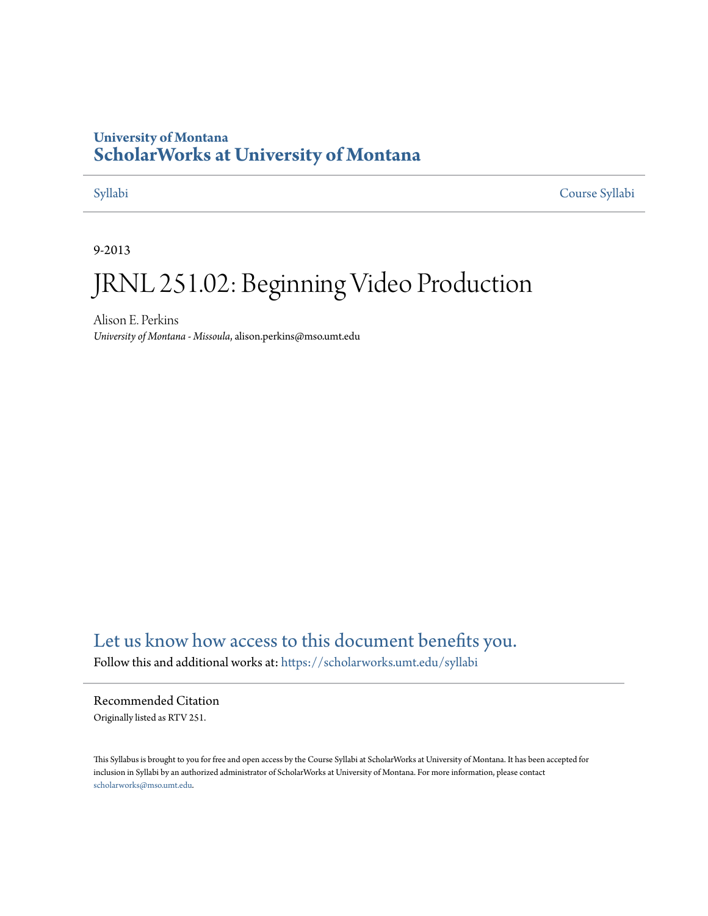University of Montana
# ScholarWorks at University of Montana

Syllabi | Course Syllabi

9-2013

# JRNL 251.02: Beginning Video Production

Alison E. Perkins
*University of Montana - Missoula*, alison.perkins@mso.umt.edu

## Let us know how access to this document benefits you.

Follow this and additional works at: https://scholarworks.umt.edu/syllabi

### Recommended Citation

Originally listed as RTV 251.

This Syllabus is brought to you for free and open access by the Course Syllabi at ScholarWorks at University of Montana. It has been accepted for inclusion in Syllabi by an authorized administrator of ScholarWorks at University of Montana. For more information, please contact scholarworks@mso.umt.edu.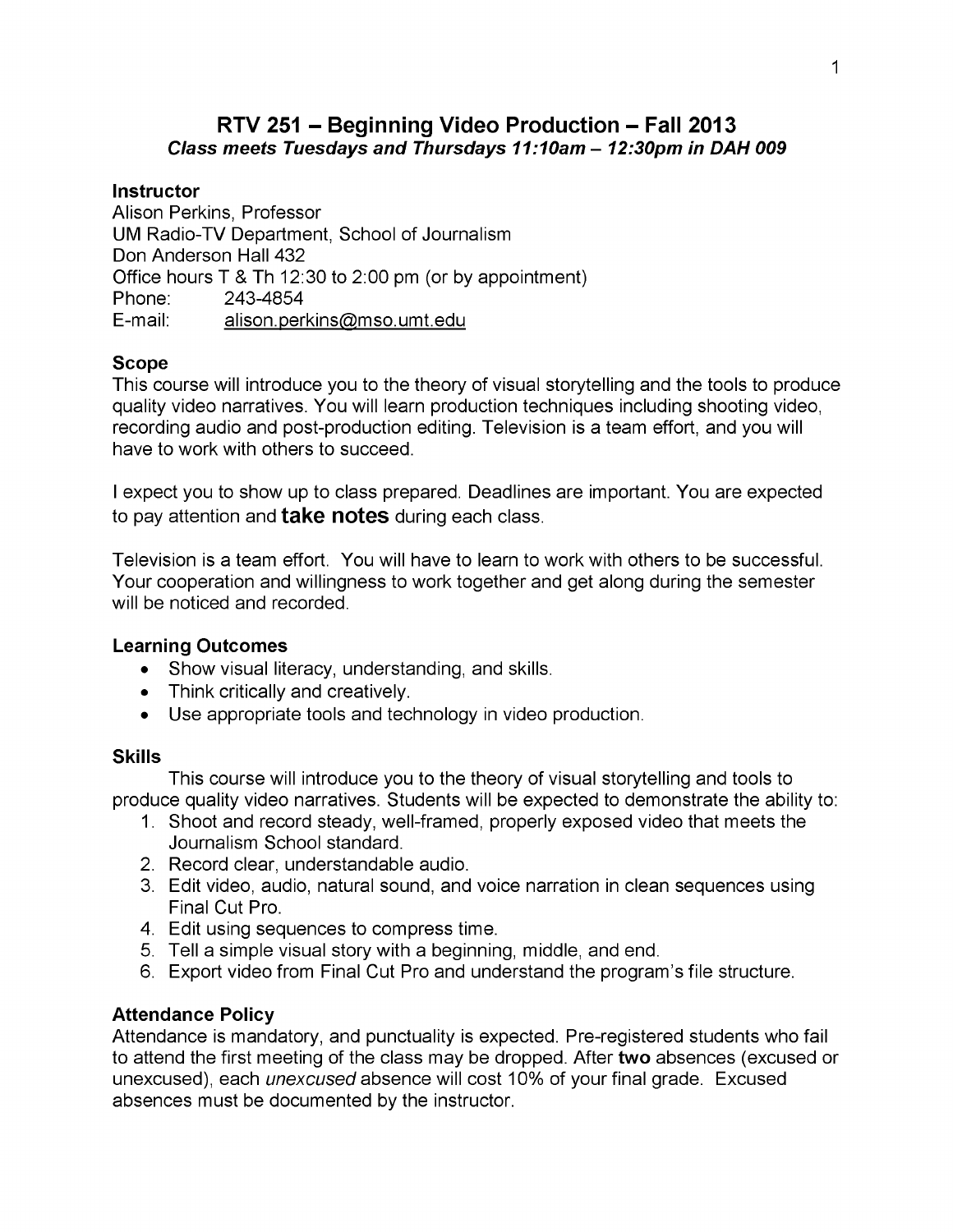# RTV 251 – Beginning Video Production – Fall 2013

***Class meets Tuesdays and Thursdays 11:10am – 12:30pm in DAH 009***

### Instructor

Alison Perkins, Professor
UM Radio-TV Department, School of Journalism
Don Anderson Hall 432
Office hours T & Th 12:30 to 2:00 pm (or by appointment)
Phone: 243-4854
E-mail: alison.perkins@mso.umt.edu

### Scope

This course will introduce you to the theory of visual storytelling and the tools to produce quality video narratives. You will learn production techniques including shooting video, recording audio and post-production editing. Television is a team effort, and you will have to work with others to succeed.

I expect you to show up to class prepared. Deadlines are important. You are expected to pay attention and **take notes** during each class.

Television is a team effort. You will have to learn to work with others to be successful. Your cooperation and willingness to work together and get along during the semester will be noticed and recorded.

### Learning Outcomes

- Show visual literacy, understanding, and skills.
- Think critically and creatively.
- Use appropriate tools and technology in video production.

### Skills

This course will introduce you to the theory of visual storytelling and tools to produce quality video narratives. Students will be expected to demonstrate the ability to:

1. Shoot and record steady, well-framed, properly exposed video that meets the Journalism School standard.
2. Record clear, understandable audio.
3. Edit video, audio, natural sound, and voice narration in clean sequences using Final Cut Pro.
4. Edit using sequences to compress time.
5. Tell a simple visual story with a beginning, middle, and end.
6. Export video from Final Cut Pro and understand the program's file structure.

### Attendance Policy

Attendance is mandatory, and punctuality is expected. Pre-registered students who fail to attend the first meeting of the class may be dropped. After **two** absences (excused or unexcused), each *unexcused* absence will cost 10% of your final grade. Excused absences must be documented by the instructor.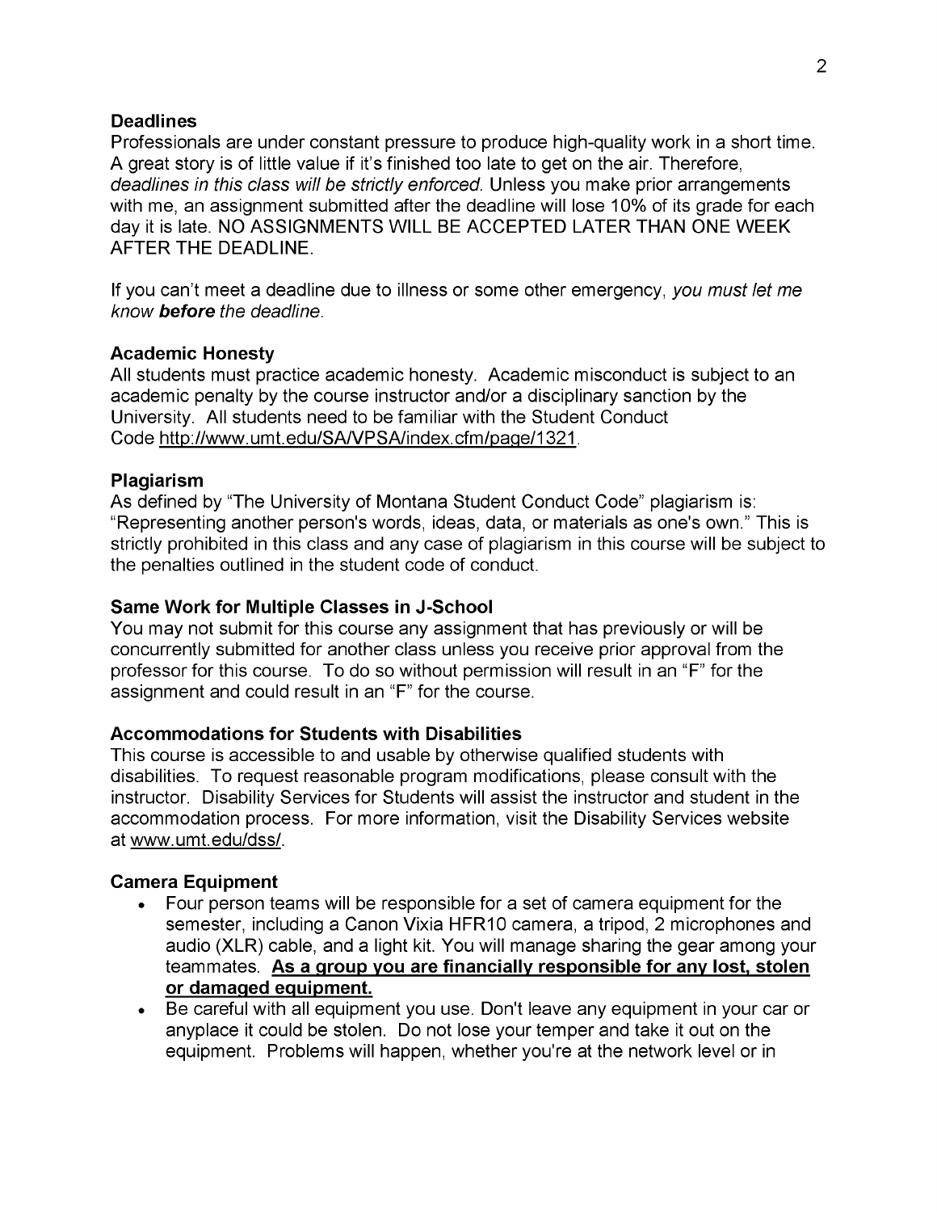### Deadlines

Professionals are under constant pressure to produce high-quality work in a short time. A great story is of little value if it's finished too late to get on the air. Therefore, *deadlines in this class will be strictly enforced.* Unless you make prior arrangements with me, an assignment submitted after the deadline will lose 10% of its grade for each day it is late. NO ASSIGNMENTS WILL BE ACCEPTED LATER THAN ONE WEEK AFTER THE DEADLINE.

If you can't meet a deadline due to illness or some other emergency, *you must let me know **before** the deadline.*

### Academic Honesty

All students must practice academic honesty. Academic misconduct is subject to an academic penalty by the course instructor and/or a disciplinary sanction by the University. All students need to be familiar with the Student Conduct Code http://www.umt.edu/SA/VPSA/index.cfm/page/1321.

### Plagiarism

As defined by "The University of Montana Student Conduct Code" plagiarism is: "Representing another person's words, ideas, data, or materials as one's own." This is strictly prohibited in this class and any case of plagiarism in this course will be subject to the penalties outlined in the student code of conduct.

### Same Work for Multiple Classes in J-School

You may not submit for this course any assignment that has previously or will be concurrently submitted for another class unless you receive prior approval from the professor for this course. To do so without permission will result in an "F" for the assignment and could result in an "F" for the course.

### Accommodations for Students with Disabilities

This course is accessible to and usable by otherwise qualified students with disabilities. To request reasonable program modifications, please consult with the instructor. Disability Services for Students will assist the instructor and student in the accommodation process. For more information, visit the Disability Services website at www.umt.edu/dss/.

### Camera Equipment

- Four person teams will be responsible for a set of camera equipment for the semester, including a Canon Vixia HFR10 camera, a tripod, 2 microphones and audio (XLR) cable, and a light kit. You will manage sharing the gear among your teammates. **As a group you are financially responsible for any lost, stolen or damaged equipment.**
- Be careful with all equipment you use. Don't leave any equipment in your car or anyplace it could be stolen. Do not lose your temper and take it out on the equipment. Problems will happen, whether you're at the network level or in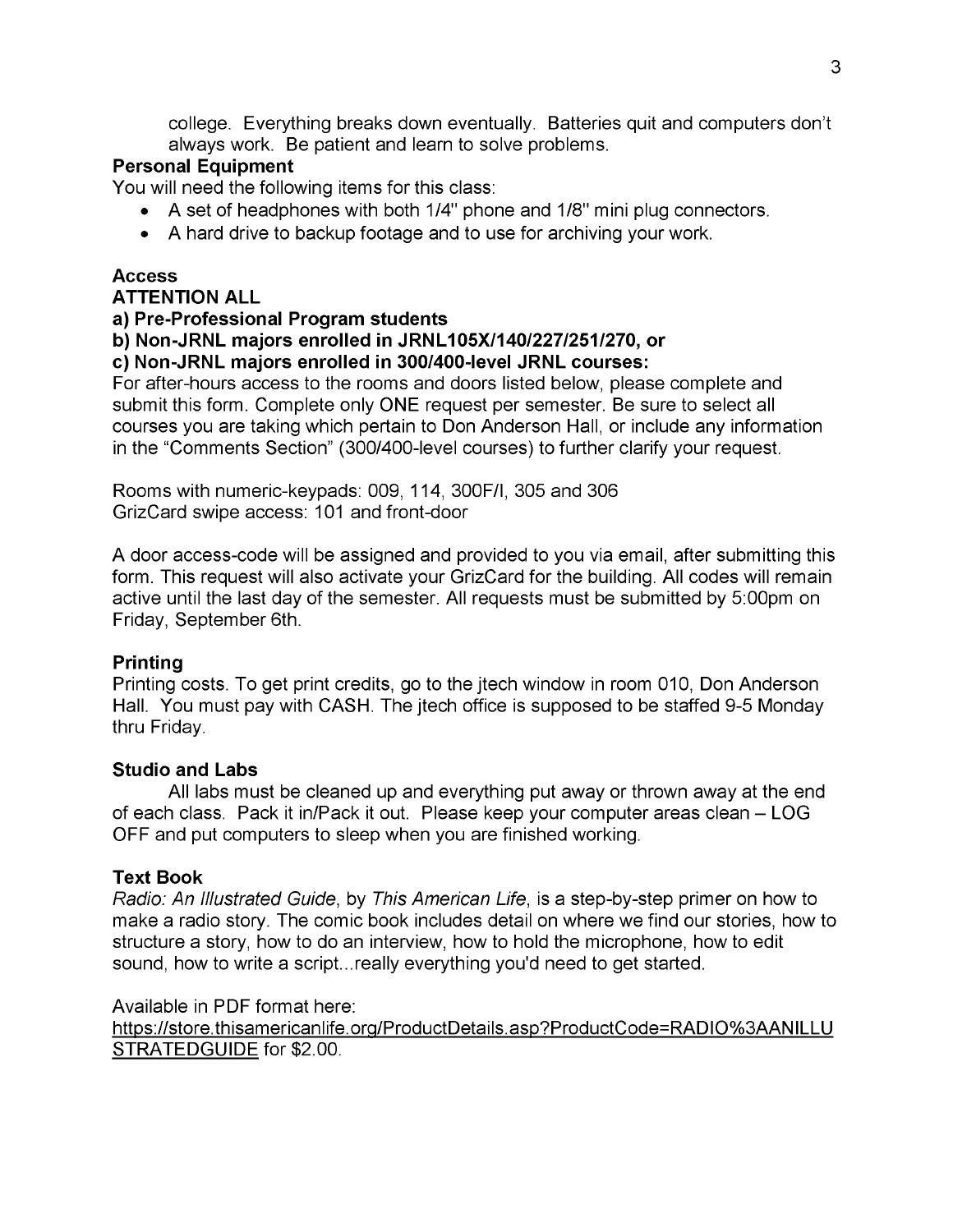college. Everything breaks down eventually. Batteries quit and computers don't always work. Be patient and learn to solve problems.

**Personal Equipment**

You will need the following items for this class:

- A set of headphones with both 1/4" phone and 1/8" mini plug connectors.
- A hard drive to backup footage and to use for archiving your work.

**Access**

**ATTENTION ALL**

**a) Pre-Professional Program students**

**b) Non-JRNL majors enrolled in JRNL105X/140/227/251/270, or**

**c) Non-JRNL majors enrolled in 300/400-level JRNL courses:**

For after-hours access to the rooms and doors listed below, please complete and submit this form. Complete only ONE request per semester. Be sure to select all courses you are taking which pertain to Don Anderson Hall, or include any information in the "Comments Section" (300/400-level courses) to further clarify your request.

Rooms with numeric-keypads: 009, 114, 300F/I, 305 and 306
GrizCard swipe access: 101 and front-door

A door access-code will be assigned and provided to you via email, after submitting this form. This request will also activate your GrizCard for the building. All codes will remain active until the last day of the semester. All requests must be submitted by 5:00pm on Friday, September 6th.

**Printing**

Printing costs. To get print credits, go to the jtech window in room 010, Don Anderson Hall. You must pay with CASH. The jtech office is supposed to be staffed 9-5 Monday thru Friday.

**Studio and Labs**

All labs must be cleaned up and everything put away or thrown away at the end of each class. Pack it in/Pack it out. Please keep your computer areas clean – LOG OFF and put computers to sleep when you are finished working.

**Text Book**

*Radio: An Illustrated Guide*, by *This American Life*, is a step-by-step primer on how to make a radio story. The comic book includes detail on where we find our stories, how to structure a story, how to do an interview, how to hold the microphone, how to edit sound, how to write a script...really everything you'd need to get started.

Available in PDF format here:
https://store.thisamericanlife.org/ProductDetails.asp?ProductCode=RADIO%3AANILLUSTRATEDGUIDE for $2.00.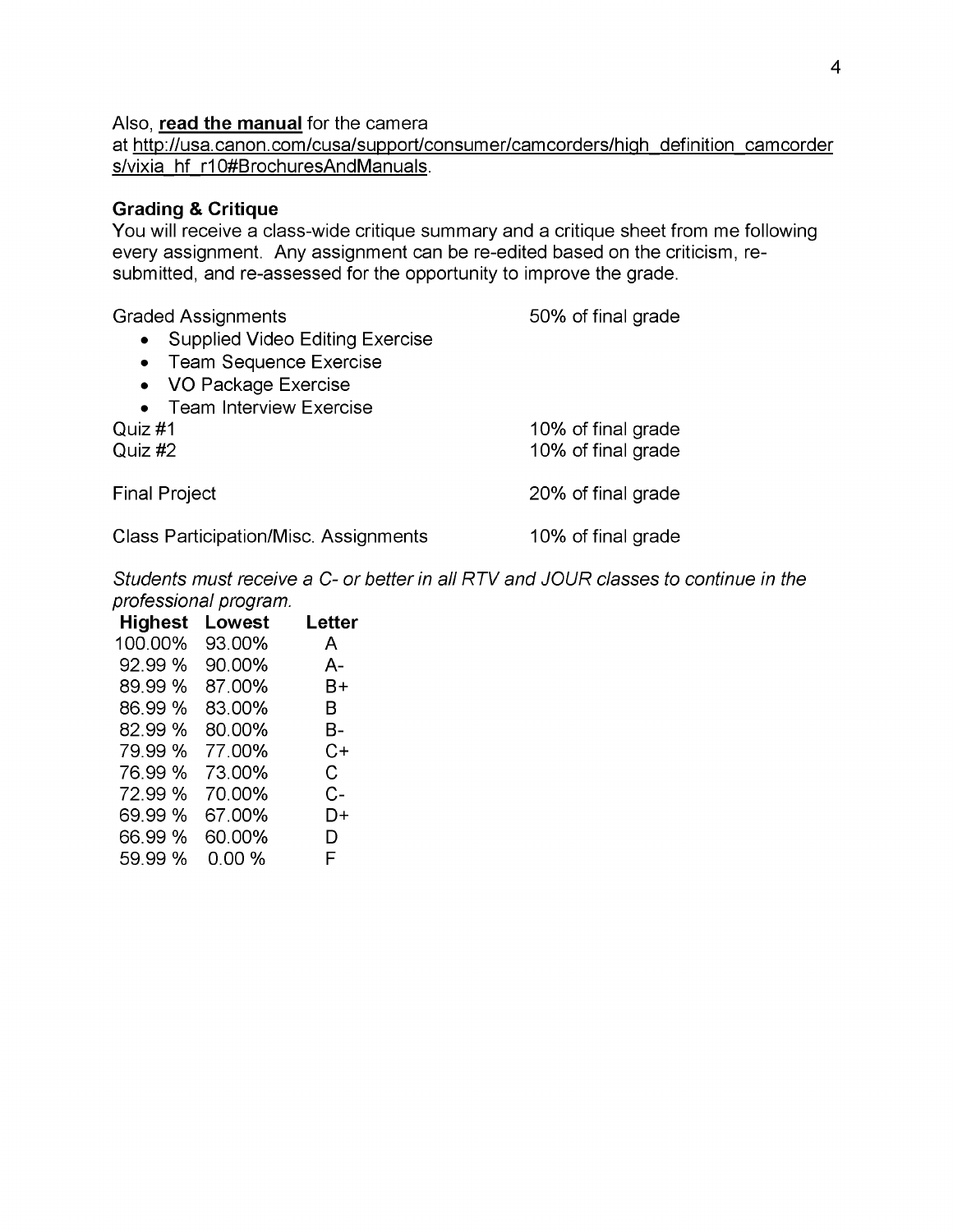Also, **read the manual** for the camera at http://usa.canon.com/cusa/support/consumer/camcorders/high_definition_camcorders/vixia_hf_r10#BrochuresAndManuals.

**Grading & Critique**

You will receive a class-wide critique summary and a critique sheet from me following every assignment. Any assignment can be re-edited based on the criticism, re-submitted, and re-assessed for the opportunity to improve the grade.

Graded Assignments — 50% of final grade

- Supplied Video Editing Exercise
- Team Sequence Exercise
- VO Package Exercise
- Team Interview Exercise

Quiz #1 — 10% of final grade

Quiz #2 — 10% of final grade

Final Project — 20% of final grade

Class Participation/Misc. Assignments — 10% of final grade

*Students must receive a C- or better in all RTV and JOUR classes to continue in the professional program.*

| Highest | Lowest | Letter |
|---|---|---|
| 100.00% | 93.00% | A |
| 92.99 % | 90.00% | A- |
| 89.99 % | 87.00% | B+ |
| 86.99 % | 83.00% | B |
| 82.99 % | 80.00% | B- |
| 79.99 % | 77.00% | C+ |
| 76.99 % | 73.00% | C |
| 72.99 % | 70.00% | C- |
| 69.99 % | 67.00% | D+ |
| 66.99 % | 60.00% | D |
| 59.99 % | 0.00 % | F |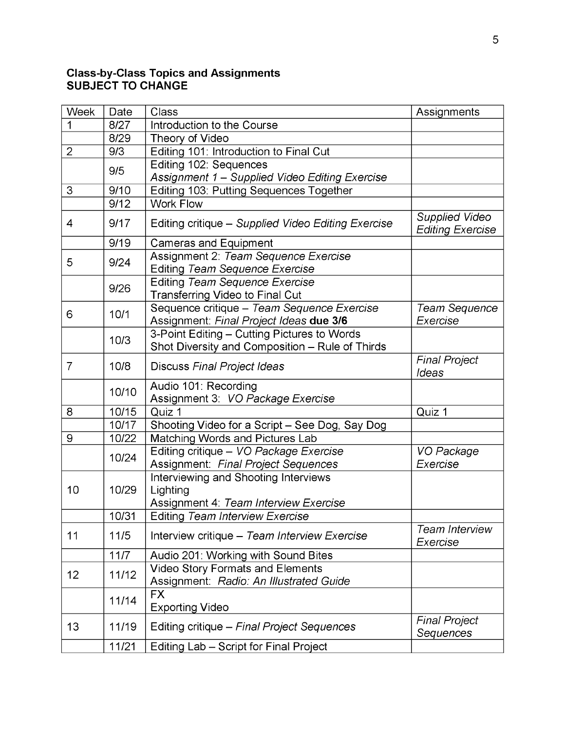**Class-by-Class Topics and Assignments**
**SUBJECT TO CHANGE**

| Week | Date | Class | Assignments |
|---|---|---|---|
| 1 | 8/27 | Introduction to the Course | |
| | 8/29 | Theory of Video | |
| 2 | 9/3 | Editing 101: Introduction to Final Cut | |
| | 9/5 | Editing 102: Sequences<br>*Assignment 1 – Supplied Video Editing Exercise* | |
| 3 | 9/10 | Editing 103: Putting Sequences Together | |
| | 9/12 | Work Flow | |
| 4 | 9/17 | Editing critique – *Supplied Video Editing Exercise* | *Supplied Video Editing Exercise* |
| | 9/19 | Cameras and Equipment | |
| 5 | 9/24 | Assignment 2: *Team Sequence Exercise*<br>Editing *Team Sequence Exercise* | |
| | 9/26 | Editing *Team Sequence Exercise*<br>Transferring Video to Final Cut | |
| 6 | 10/1 | Sequence critique – *Team Sequence Exercise*<br>Assignment: *Final Project Ideas* **due 3/6** | *Team Sequence Exercise* |
| | 10/3 | 3-Point Editing – Cutting Pictures to Words<br>Shot Diversity and Composition – Rule of Thirds | |
| 7 | 10/8 | Discuss *Final Project Ideas* | *Final Project Ideas* |
| | 10/10 | Audio 101: Recording<br>Assignment 3: *VO Package Exercise* | |
| 8 | 10/15 | Quiz 1 | Quiz 1 |
| | 10/17 | Shooting Video for a Script – See Dog, Say Dog | |
| 9 | 10/22 | Matching Words and Pictures Lab | |
| | 10/24 | Editing critique – *VO Package Exercise*<br>Assignment: *Final Project Sequences* | *VO Package Exercise* |
| 10 | 10/29 | Interviewing and Shooting Interviews<br>Lighting<br>Assignment 4: *Team Interview Exercise* | |
| | 10/31 | Editing *Team Interview Exercise* | |
| 11 | 11/5 | Interview critique – *Team Interview Exercise* | *Team Interview Exercise* |
| | 11/7 | Audio 201: Working with Sound Bites | |
| 12 | 11/12 | Video Story Formats and Elements<br>Assignment: *Radio: An Illustrated Guide* | |
| | 11/14 | FX<br>Exporting Video | |
| 13 | 11/19 | Editing critique – *Final Project Sequences* | *Final Project Sequences* |
| | 11/21 | Editing Lab – Script for Final Project | |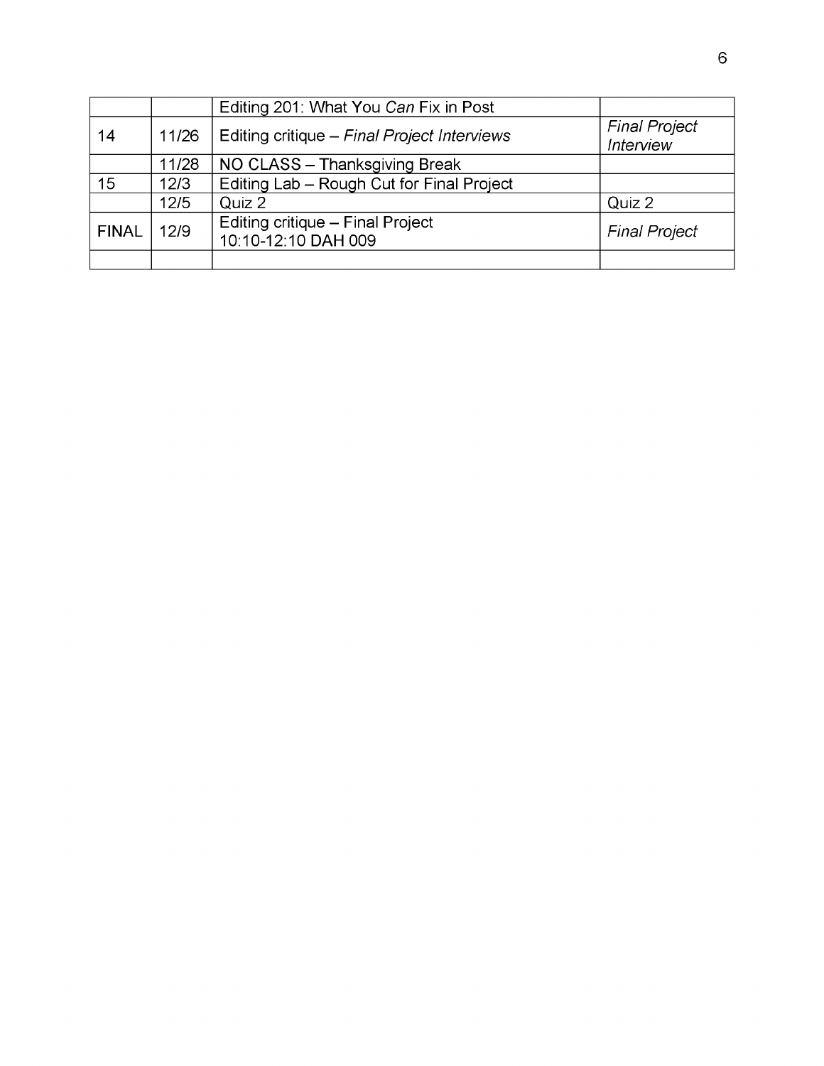| | | | |
|---|---|---|---|
| | | Editing 201: What You *Can* Fix in Post | |
| 14 | 11/26 | Editing critique – *Final Project Interviews* | *Final Project Interview* |
| | 11/28 | NO CLASS – Thanksgiving Break | |
| 15 | 12/3 | Editing Lab – Rough Cut for Final Project | |
| | 12/5 | Quiz 2 | Quiz 2 |
| FINAL | 12/9 | Editing critique – Final Project<br>10:10-12:10 DAH 009 | *Final Project* |
| | | | |